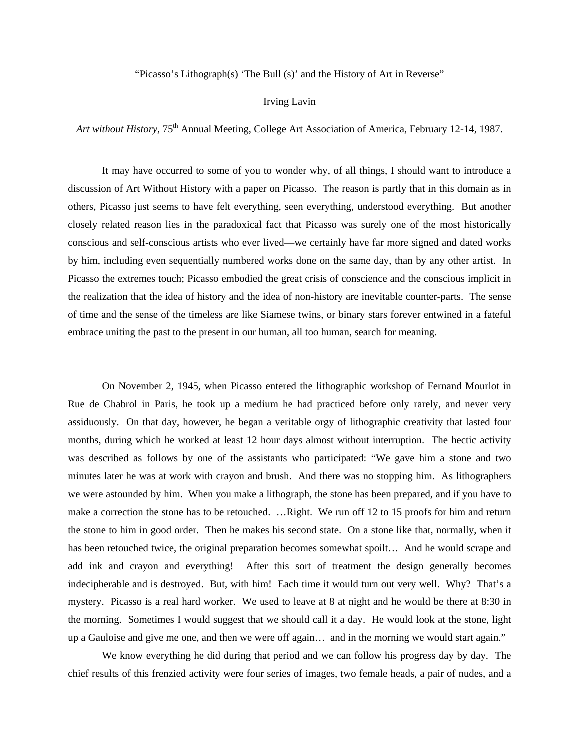"Picasso's Lithograph(s) 'The Bull (s)' and the History of Art in Reverse"

Irving Lavin

*Art without History*, 75th Annual Meeting, College Art Association of America, February 12-14, 1987.

It may have occurred to some of you to wonder why, of all things, I should want to introduce a discussion of Art Without History with a paper on Picasso. The reason is partly that in this domain as in others, Picasso just seems to have felt everything, seen everything, understood everything. But another closely related reason lies in the paradoxical fact that Picasso was surely one of the most historically conscious and self-conscious artists who ever lived—we certainly have far more signed and dated works by him, including even sequentially numbered works done on the same day, than by any other artist. In Picasso the extremes touch; Picasso embodied the great crisis of conscience and the conscious implicit in the realization that the idea of history and the idea of non-history are inevitable counter-parts. The sense of time and the sense of the timeless are like Siamese twins, or binary stars forever entwined in a fateful embrace uniting the past to the present in our human, all too human, search for meaning.

On November 2, 1945, when Picasso entered the lithographic workshop of Fernand Mourlot in Rue de Chabrol in Paris, he took up a medium he had practiced before only rarely, and never very assiduously. On that day, however, he began a veritable orgy of lithographic creativity that lasted four months, during which he worked at least 12 hour days almost without interruption. The hectic activity was described as follows by one of the assistants who participated: "We gave him a stone and two minutes later he was at work with crayon and brush. And there was no stopping him. As lithographers we were astounded by him. When you make a lithograph, the stone has been prepared, and if you have to make a correction the stone has to be retouched. …Right. We run off 12 to 15 proofs for him and return the stone to him in good order. Then he makes his second state. On a stone like that, normally, when it has been retouched twice, the original preparation becomes somewhat spoilt… And he would scrape and add ink and crayon and everything! After this sort of treatment the design generally becomes indecipherable and is destroyed. But, with him! Each time it would turn out very well. Why? That's a mystery. Picasso is a real hard worker. We used to leave at 8 at night and he would be there at 8:30 in the morning. Sometimes I would suggest that we should call it a day. He would look at the stone, light up a Gauloise and give me one, and then we were off again… and in the morning we would start again."

We know everything he did during that period and we can follow his progress day by day. The chief results of this frenzied activity were four series of images, two female heads, a pair of nudes, and a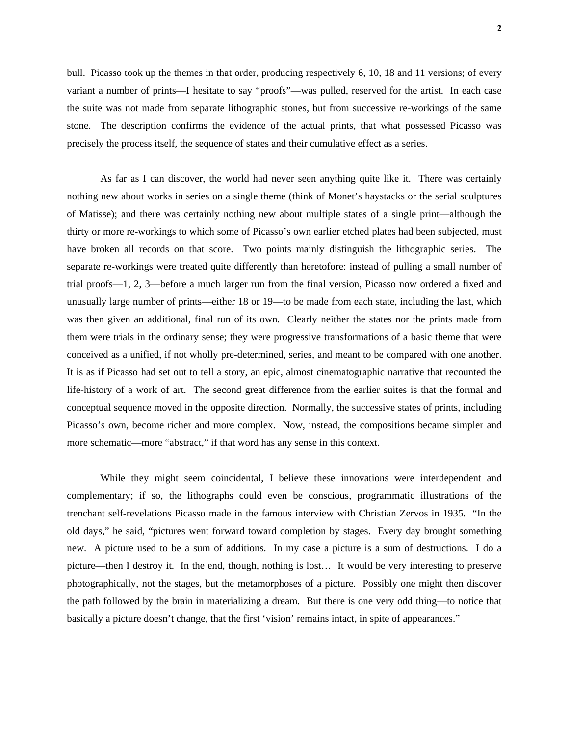bull. Picasso took up the themes in that order, producing respectively 6, 10, 18 and 11 versions; of every variant a number of prints—I hesitate to say "proofs"—was pulled, reserved for the artist. In each case the suite was not made from separate lithographic stones, but from successive re-workings of the same stone. The description confirms the evidence of the actual prints, that what possessed Picasso was precisely the process itself, the sequence of states and their cumulative effect as a series.

As far as I can discover, the world had never seen anything quite like it. There was certainly nothing new about works in series on a single theme (think of Monet's haystacks or the serial sculptures of Matisse); and there was certainly nothing new about multiple states of a single print—although the thirty or more re-workings to which some of Picasso's own earlier etched plates had been subjected, must have broken all records on that score. Two points mainly distinguish the lithographic series. The separate re-workings were treated quite differently than heretofore: instead of pulling a small number of trial proofs—1, 2, 3—before a much larger run from the final version, Picasso now ordered a fixed and unusually large number of prints—either 18 or 19—to be made from each state, including the last, which was then given an additional, final run of its own. Clearly neither the states nor the prints made from them were trials in the ordinary sense; they were progressive transformations of a basic theme that were conceived as a unified, if not wholly pre-determined, series, and meant to be compared with one another. It is as if Picasso had set out to tell a story, an epic, almost cinematographic narrative that recounted the life-history of a work of art. The second great difference from the earlier suites is that the formal and conceptual sequence moved in the opposite direction. Normally, the successive states of prints, including Picasso's own, become richer and more complex. Now, instead, the compositions became simpler and more schematic—more "abstract," if that word has any sense in this context.

While they might seem coincidental, I believe these innovations were interdependent and complementary; if so, the lithographs could even be conscious, programmatic illustrations of the trenchant self-revelations Picasso made in the famous interview with Christian Zervos in 1935. "In the old days," he said, "pictures went forward toward completion by stages. Every day brought something new. A picture used to be a sum of additions. In my case a picture is a sum of destructions. I do a picture—then I destroy it. In the end, though, nothing is lost… It would be very interesting to preserve photographically, not the stages, but the metamorphoses of a picture. Possibly one might then discover the path followed by the brain in materializing a dream. But there is one very odd thing—to notice that basically a picture doesn't change, that the first 'vision' remains intact, in spite of appearances."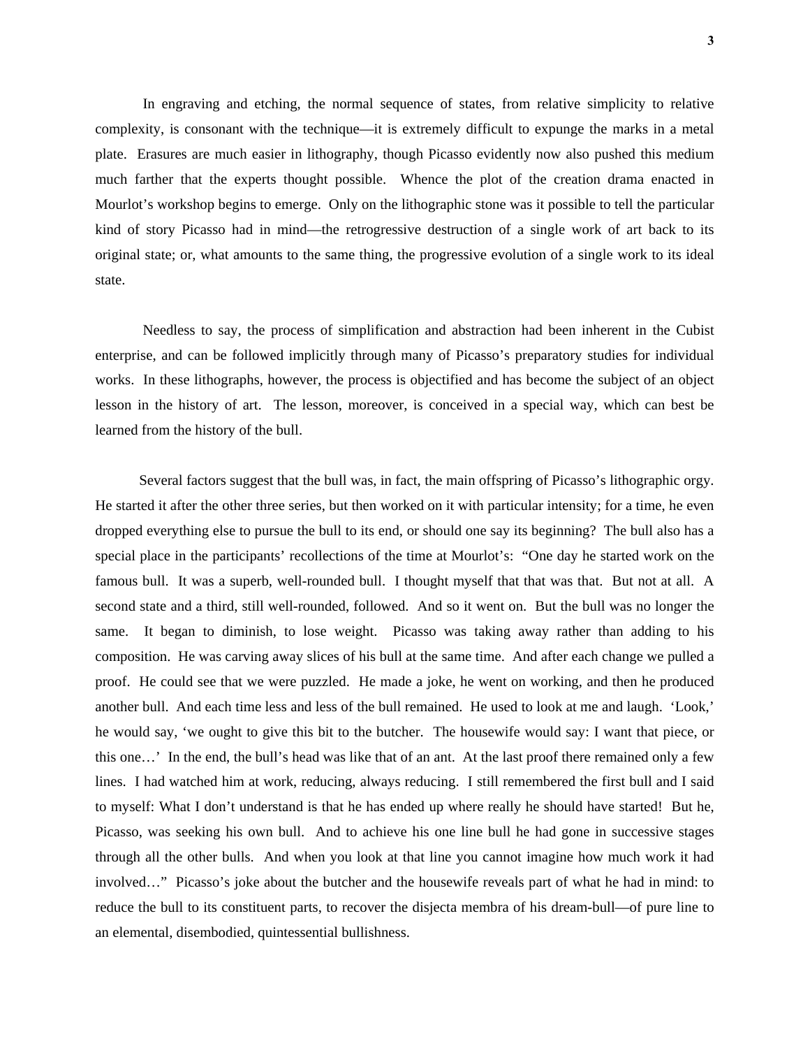In engraving and etching, the normal sequence of states, from relative simplicity to relative complexity, is consonant with the technique—it is extremely difficult to expunge the marks in a metal plate. Erasures are much easier in lithography, though Picasso evidently now also pushed this medium much farther that the experts thought possible. Whence the plot of the creation drama enacted in Mourlot's workshop begins to emerge. Only on the lithographic stone was it possible to tell the particular kind of story Picasso had in mind—the retrogressive destruction of a single work of art back to its original state; or, what amounts to the same thing, the progressive evolution of a single work to its ideal state.

Needless to say, the process of simplification and abstraction had been inherent in the Cubist enterprise, and can be followed implicitly through many of Picasso's preparatory studies for individual works. In these lithographs, however, the process is objectified and has become the subject of an object lesson in the history of art. The lesson, moreover, is conceived in a special way, which can best be learned from the history of the bull.

Several factors suggest that the bull was, in fact, the main offspring of Picasso's lithographic orgy. He started it after the other three series, but then worked on it with particular intensity; for a time, he even dropped everything else to pursue the bull to its end, or should one say its beginning? The bull also has a special place in the participants' recollections of the time at Mourlot's: "One day he started work on the famous bull. It was a superb, well-rounded bull. I thought myself that that was that. But not at all. A second state and a third, still well-rounded, followed. And so it went on. But the bull was no longer the same. It began to diminish, to lose weight. Picasso was taking away rather than adding to his composition. He was carving away slices of his bull at the same time. And after each change we pulled a proof. He could see that we were puzzled. He made a joke, he went on working, and then he produced another bull. And each time less and less of the bull remained. He used to look at me and laugh. 'Look,' he would say, 'we ought to give this bit to the butcher. The housewife would say: I want that piece, or this one…' In the end, the bull's head was like that of an ant. At the last proof there remained only a few lines. I had watched him at work, reducing, always reducing. I still remembered the first bull and I said to myself: What I don't understand is that he has ended up where really he should have started! But he, Picasso, was seeking his own bull. And to achieve his one line bull he had gone in successive stages through all the other bulls. And when you look at that line you cannot imagine how much work it had involved…" Picasso's joke about the butcher and the housewife reveals part of what he had in mind: to reduce the bull to its constituent parts, to recover the disjecta membra of his dream-bull—of pure line to an elemental, disembodied, quintessential bullishness.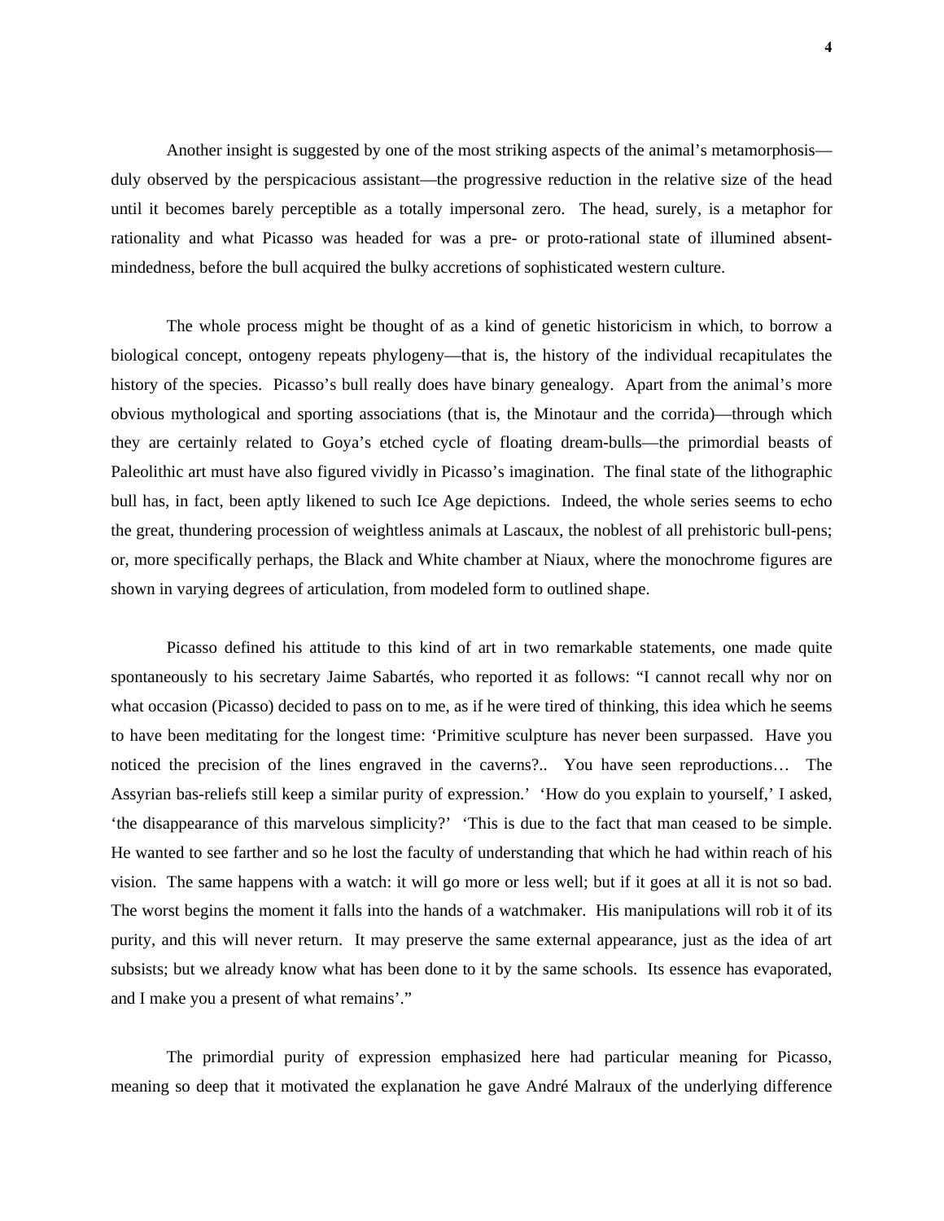Another insight is suggested by one of the most striking aspects of the animal's metamorphosis—duly observed by the perspicacious assistant—the progressive reduction in the relative size of the head until it becomes barely perceptible as a totally impersonal zero. The head, surely, is a metaphor for rationality and what Picasso was headed for was a pre- or proto-rational state of illumined absent-mindedness, before the bull acquired the bulky accretions of sophisticated western culture.

The whole process might be thought of as a kind of genetic historicism in which, to borrow a biological concept, ontogeny repeats phylogeny—that is, the history of the individual recapitulates the history of the species. Picasso's bull really does have binary genealogy. Apart from the animal's more obvious mythological and sporting associations (that is, the Minotaur and the corrida)—through which they are certainly related to Goya's etched cycle of floating dream-bulls—the primordial beasts of Paleolithic art must have also figured vividly in Picasso's imagination. The final state of the lithographic bull has, in fact, been aptly likened to such Ice Age depictions. Indeed, the whole series seems to echo the great, thundering procession of weightless animals at Lascaux, the noblest of all prehistoric bull-pens; or, more specifically perhaps, the Black and White chamber at Niaux, where the monochrome figures are shown in varying degrees of articulation, from modeled form to outlined shape.

Picasso defined his attitude to this kind of art in two remarkable statements, one made quite spontaneously to his secretary Jaime Sabartés, who reported it as follows: "I cannot recall why nor on what occasion (Picasso) decided to pass on to me, as if he were tired of thinking, this idea which he seems to have been meditating for the longest time: 'Primitive sculpture has never been surpassed. Have you noticed the precision of the lines engraved in the caverns?.. You have seen reproductions… The Assyrian bas-reliefs still keep a similar purity of expression.' 'How do you explain to yourself,' I asked, 'the disappearance of this marvelous simplicity?' 'This is due to the fact that man ceased to be simple. He wanted to see farther and so he lost the faculty of understanding that which he had within reach of his vision. The same happens with a watch: it will go more or less well; but if it goes at all it is not so bad. The worst begins the moment it falls into the hands of a watchmaker. His manipulations will rob it of its purity, and this will never return. It may preserve the same external appearance, just as the idea of art subsists; but we already know what has been done to it by the same schools. Its essence has evaporated, and I make you a present of what remains'."

The primordial purity of expression emphasized here had particular meaning for Picasso, meaning so deep that it motivated the explanation he gave André Malraux of the underlying difference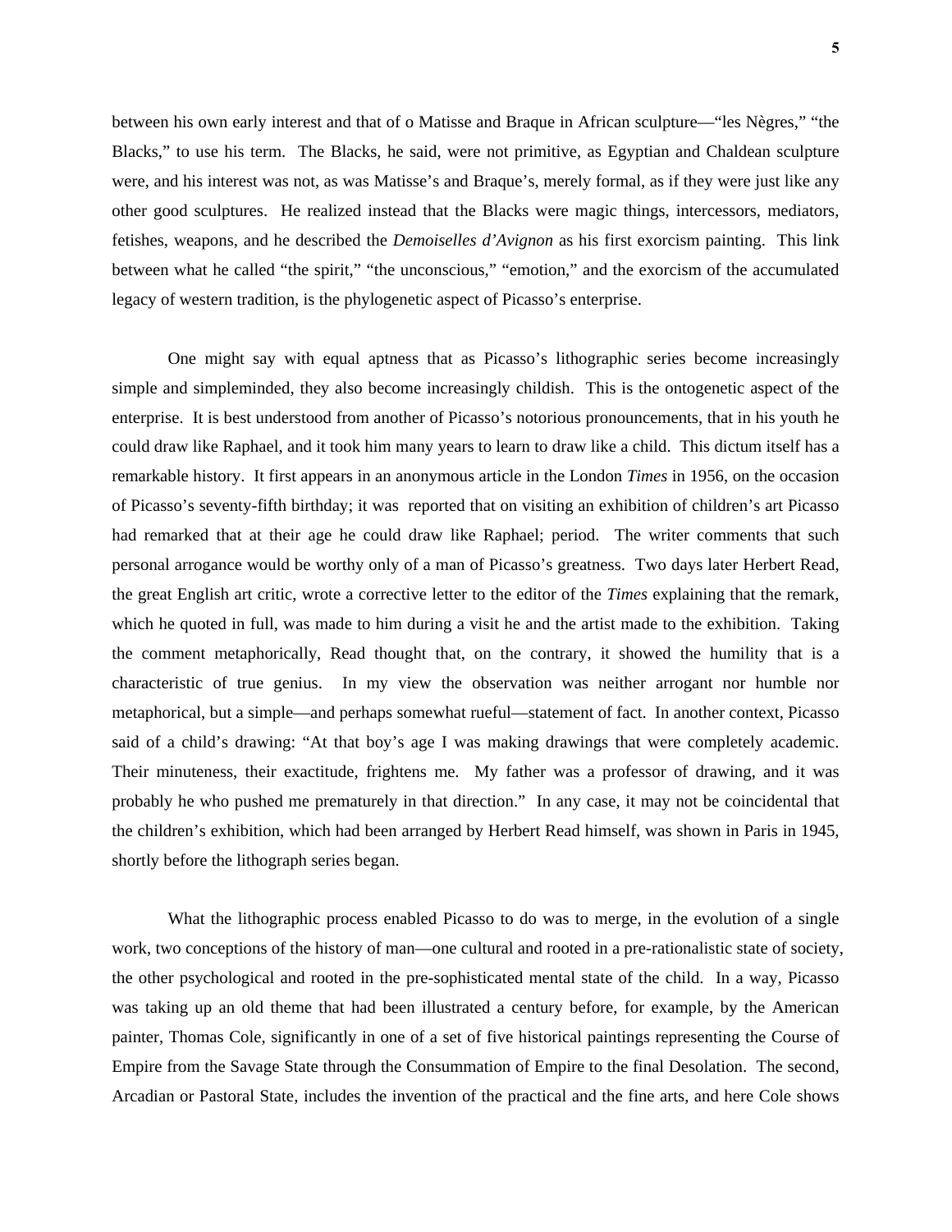between his own early interest and that of o Matisse and Braque in African sculpture—“les Nègres,” “the Blacks,” to use his term. The Blacks, he said, were not primitive, as Egyptian and Chaldean sculpture were, and his interest was not, as was Matisse’s and Braque’s, merely formal, as if they were just like any other good sculptures. He realized instead that the Blacks were magic things, intercessors, mediators, fetishes, weapons, and he described the *Demoiselles d’Avignon* as his first exorcism painting. This link between what he called “the spirit,” “the unconscious,” “emotion,” and the exorcism of the accumulated legacy of western tradition, is the phylogenetic aspect of Picasso’s enterprise.

One might say with equal aptness that as Picasso’s lithographic series become increasingly simple and simpleminded, they also become increasingly childish. This is the ontogenetic aspect of the enterprise. It is best understood from another of Picasso’s notorious pronouncements, that in his youth he could draw like Raphael, and it took him many years to learn to draw like a child. This dictum itself has a remarkable history. It first appears in an anonymous article in the London *Times* in 1956, on the occasion of Picasso’s seventy-fifth birthday; it was reported that on visiting an exhibition of children’s art Picasso had remarked that at their age he could draw like Raphael; period. The writer comments that such personal arrogance would be worthy only of a man of Picasso’s greatness. Two days later Herbert Read, the great English art critic, wrote a corrective letter to the editor of the *Times* explaining that the remark, which he quoted in full, was made to him during a visit he and the artist made to the exhibition. Taking the comment metaphorically, Read thought that, on the contrary, it showed the humility that is a characteristic of true genius. In my view the observation was neither arrogant nor humble nor metaphorical, but a simple—and perhaps somewhat rueful—statement of fact. In another context, Picasso said of a child’s drawing: “At that boy’s age I was making drawings that were completely academic. Their minuteness, their exactitude, frightens me. My father was a professor of drawing, and it was probably he who pushed me prematurely in that direction.” In any case, it may not be coincidental that the children’s exhibition, which had been arranged by Herbert Read himself, was shown in Paris in 1945, shortly before the lithograph series began.

What the lithographic process enabled Picasso to do was to merge, in the evolution of a single work, two conceptions of the history of man—one cultural and rooted in a pre-rationalistic state of society, the other psychological and rooted in the pre-sophisticated mental state of the child. In a way, Picasso was taking up an old theme that had been illustrated a century before, for example, by the American painter, Thomas Cole, significantly in one of a set of five historical paintings representing the Course of Empire from the Savage State through the Consummation of Empire to the final Desolation. The second, Arcadian or Pastoral State, includes the invention of the practical and the fine arts, and here Cole shows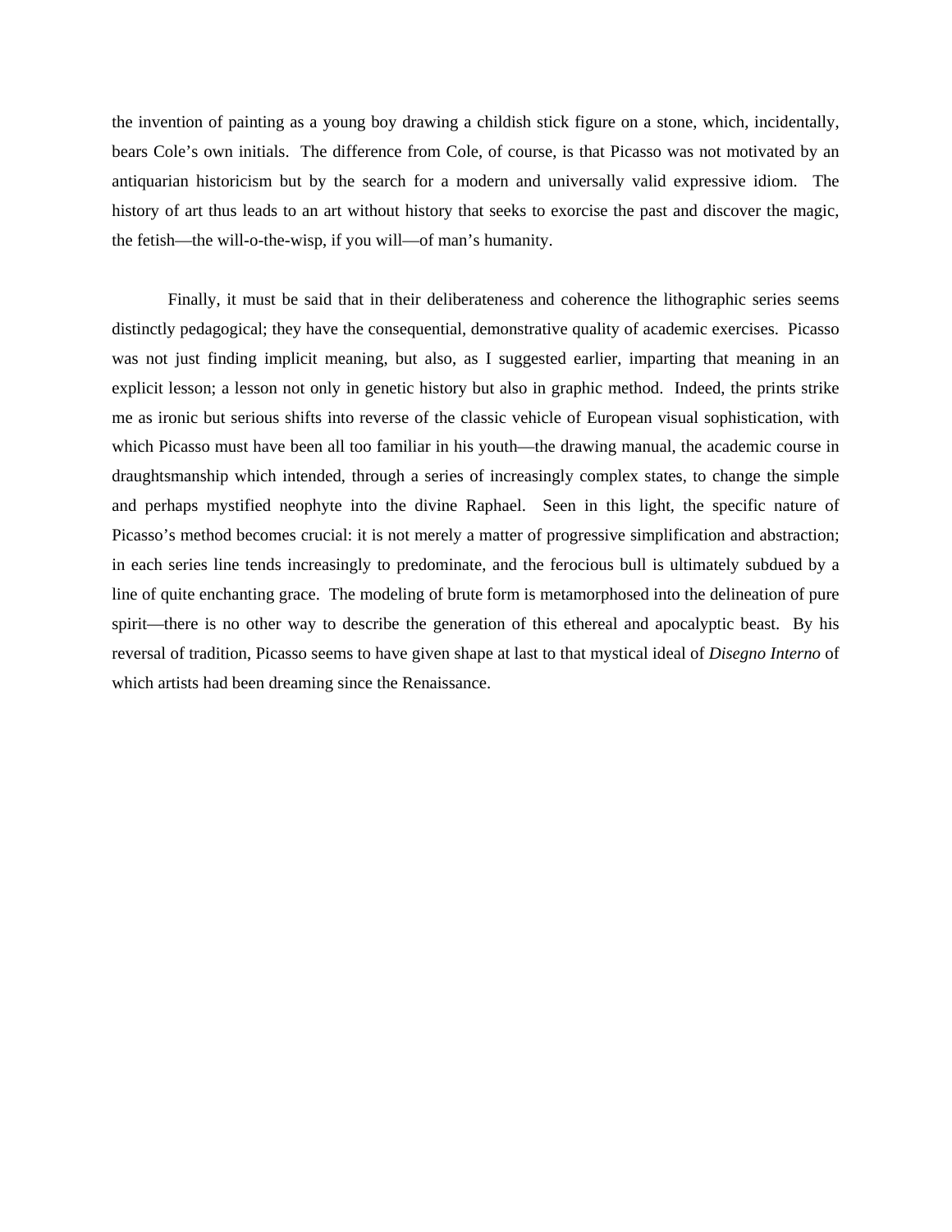the invention of painting as a young boy drawing a childish stick figure on a stone, which, incidentally, bears Cole's own initials. The difference from Cole, of course, is that Picasso was not motivated by an antiquarian historicism but by the search for a modern and universally valid expressive idiom. The history of art thus leads to an art without history that seeks to exorcise the past and discover the magic, the fetish—the will-o-the-wisp, if you will—of man's humanity.

Finally, it must be said that in their deliberateness and coherence the lithographic series seems distinctly pedagogical; they have the consequential, demonstrative quality of academic exercises. Picasso was not just finding implicit meaning, but also, as I suggested earlier, imparting that meaning in an explicit lesson; a lesson not only in genetic history but also in graphic method. Indeed, the prints strike me as ironic but serious shifts into reverse of the classic vehicle of European visual sophistication, with which Picasso must have been all too familiar in his youth—the drawing manual, the academic course in draughtsmanship which intended, through a series of increasingly complex states, to change the simple and perhaps mystified neophyte into the divine Raphael. Seen in this light, the specific nature of Picasso's method becomes crucial: it is not merely a matter of progressive simplification and abstraction; in each series line tends increasingly to predominate, and the ferocious bull is ultimately subdued by a line of quite enchanting grace. The modeling of brute form is metamorphosed into the delineation of pure spirit—there is no other way to describe the generation of this ethereal and apocalyptic beast. By his reversal of tradition, Picasso seems to have given shape at last to that mystical ideal of *Disegno Interno* of which artists had been dreaming since the Renaissance.